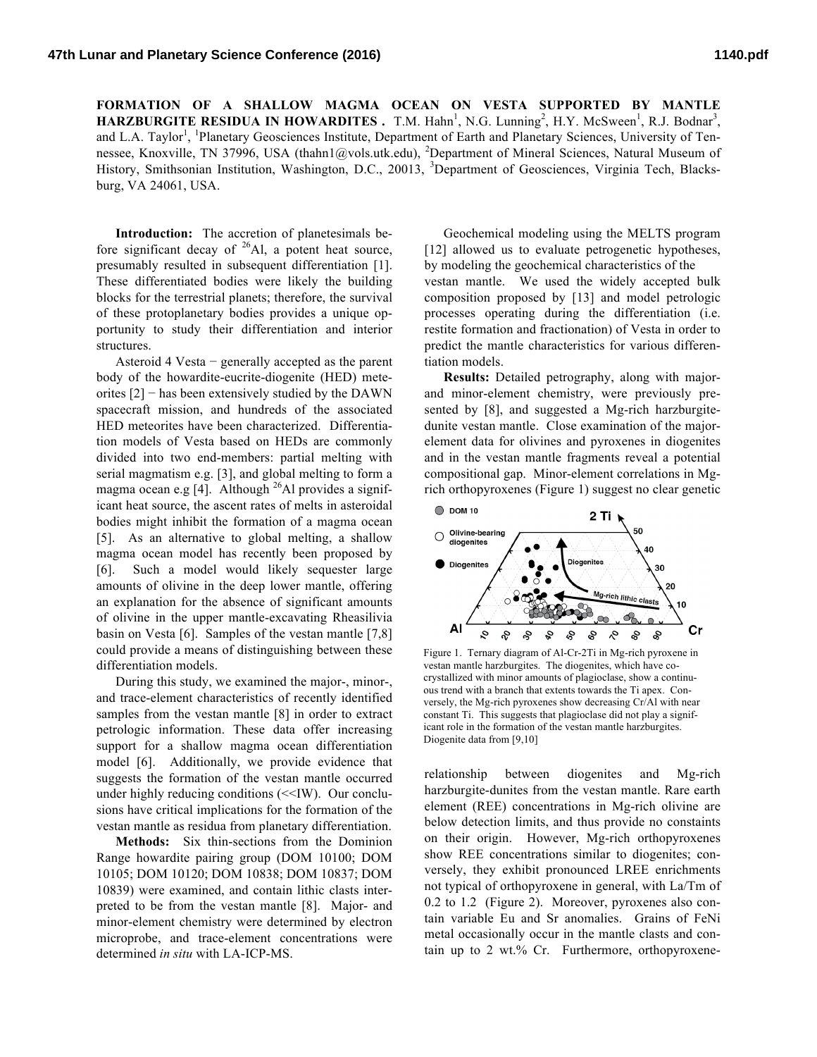# FORMATION OF A SHALLOW MAGMA OCEAN ON VESTA SUPPORTED BY MANTLE HARZBURGITE RESIDUA IN HOWARDITES.

T.M. Hahn[1], N.G. Lunning[2], H.Y. McSween[1], R.J. Bodnar[3], and L.A. Taylor[1], [1]Planetary Geosciences Institute, Department of Earth and Planetary Sciences, University of Tennessee, Knoxville, TN 37996, USA (thahn1@vols.utk.edu), [2]Department of Mineral Sciences, Natural Museum of History, Smithsonian Institution, Washington, D.C., 20013, [3]Department of Geosciences, Virginia Tech, Blacksburg, VA 24061, USA.

**Introduction:** The accretion of planetesimals before significant decay of $^{26}Al$, a potent heat source, presumably resulted in subsequent differentiation [1]. These differentiated bodies were likely the building blocks for the terrestrial planets; therefore, the survival of these protoplanetary bodies provides a unique opportunity to study their differentiation and interior structures.

Asteroid 4 Vesta − generally accepted as the parent body of the howardite-eucrite-diogenite (HED) meteorites [2] − has been extensively studied by the DAWN spacecraft mission, and hundreds of the associated HED meteorites have been characterized. Differentiation models of Vesta based on HEDs are commonly divided into two end-members: partial melting with serial magmatism e.g. [3], and global melting to form a magma ocean e.g [4]. Although $^{26}Al$ provides a significant heat source, the ascent rates of melts in asteroidal bodies might inhibit the formation of a magma ocean [5]. As an alternative to global melting, a shallow magma ocean model has recently been proposed by [6]. Such a model would likely sequester large amounts of olivine in the deep lower mantle, offering an explanation for the absence of significant amounts of olivine in the upper mantle-excavating Rheasilivia basin on Vesta [6]. Samples of the vestan mantle [7,8] could provide a means of distinguishing between these differentiation models.

During this study, we examined the major-, minor-, and trace-element characteristics of recently identified samples from the vestan mantle [8] in order to extract petrologic information. These data offer increasing support for a shallow magma ocean differentiation model [6]. Additionally, we provide evidence that suggests the formation of the vestan mantle occurred under highly reducing conditions (<<IW). Our conclusions have critical implications for the formation of the vestan mantle as residua from planetary differentiation.

**Methods:** Six thin-sections from the Dominion Range howardite pairing group (DOM 10100; DOM 10105; DOM 10120; DOM 10838; DOM 10837; DOM 10839) were examined, and contain lithic clasts interpreted to be from the vestan mantle [8]. Major- and minor-element chemistry were determined by electron microprobe, and trace-element concentrations were determined *in situ* with LA-ICP-MS.

Geochemical modeling using the MELTS program [12] allowed us to evaluate petrogenetic hypotheses, by modeling the geochemical characteristics of the vestan mantle. We used the widely accepted bulk composition proposed by [13] and model petrologic processes operating during the differentiation (i.e. restite formation and fractionation) of Vesta in order to predict the mantle characteristics for various differentiation models.

**Results:** Detailed petrography, along with major- and minor-element chemistry, were previously presented by [8], and suggested a Mg-rich harzburgite-dunite vestan mantle. Close examination of the major-element data for olivines and pyroxenes in diogenites and in the vestan mantle fragments reveal a potential compositional gap. Minor-element correlations in Mg-rich orthopyroxenes (Figure 1) suggest no clear genetic relationship between diogenites and Mg-rich harzburgite-dunites from the vestan mantle. Rare earth element (REE) concentrations in Mg-rich olivine are below detection limits, and thus provide no constaints on their origin. However, Mg-rich orthopyroxenes show REE concentrations similar to diogenites; conversely, they exhibit pronounced LREE enrichments not typical of orthopyroxene in general, with La/Tm of 0.2 to 1.2 (Figure 2). Moreover, pyroxenes also contain variable Eu and Sr anomalies. Grains of FeNi metal occasionally occur in the mantle clasts and contain up to 2 wt.% Cr. Furthermore, orthopyroxene-

Figure 1. Ternary diagram of Al-Cr-2Ti in Mg-rich pyroxene in vestan mantle harzburgites. The diogenites, which have co-crystallized with minor amounts of plagioclase, show a continuous trend with a branch that extents towards the Ti apex. Conversely, the Mg-rich pyroxenes show decreasing Cr/Al with near constant Ti. This suggests that plagioclase did not play a significant role in the formation of the vestan mantle harzburgites. Diogenite data from [9,10]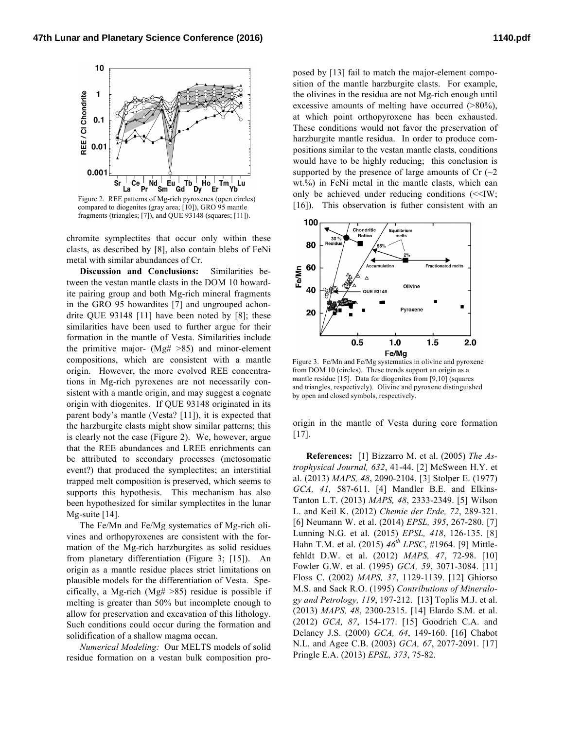10

1

0.1

0.01

0.001

REE / CI Chondrite

Sr La Ce Pr Nd Sm Eu Gd Tb Dy Ho Er Tm Yb Lu

Figure 2. REE patterns of Mg-rich pyroxenes (open circles) compared to diogenites (gray area; [10]), GRO 95 mantle fragments (triangles; [7]), and QUE 93148 (squares; [11]).

chromite symplectites that occur only within these clasts, as described by [8], also contain blebs of FeNi metal with similar abundances of Cr.

**Discussion and Conclusions:** Similarities between the vestan mantle clasts in the DOM 10 howardite pairing group and both Mg-rich mineral fragments in the GRO 95 howardites [7] and ungrouped achondrite QUE 93148 [11] have been noted by [8]; these similarities have been used to further argue for their formation in the mantle of Vesta. Similarities include the primitive major- (Mg# >85) and minor-element compositions, which are consistent with a mantle origin. However, the more evolved REE concentrations in Mg-rich pyroxenes are not necessarily consistent with a mantle origin, and may suggest a cognate origin with diogenites. If QUE 93148 originated in its parent body's mantle (Vesta? [11]), it is expected that the harzburgite clasts might show similar patterns; this is clearly not the case (Figure 2). We, however, argue that the REE abundances and LREE enrichments can be attributed to secondary processes (metosomatic event?) that produced the symplectites; an interstitial trapped melt composition is preserved, which seems to supports this hypothesis. This mechanism has also been hypothesized for similar symplectites in the lunar Mg-suite [14].

The Fe/Mn and Fe/Mg systematics of Mg-rich olivines and orthopyroxenes are consistent with the formation of the Mg-rich harzburgites as solid residues from planetary differentiation (Figure 3; [15]). An origin as a mantle residue places strict limitations on plausible models for the differentiation of Vesta. Specifically, a Mg-rich (Mg# >85) residue is possible if melting is greater than 50% but incomplete enough to allow for preservation and excavation of this lithology. Such conditions could occur during the formation and solidification of a shallow magma ocean.

*Numerical Modeling:* Our MELTS models of solid residue formation on a vestan bulk composition proposed by [13] fail to match the major-element composition of the mantle harzburgite clasts. For example, the olivines in the residua are not Mg-rich enough until excessive amounts of melting have occurred (>80%), at which point orthopyroxene has been exhausted. These conditions would not favor the preservation of harzburgite mantle residua. In order to produce compositions similar to the vestan mantle clasts, conditions would have to be highly reducing; this conclusion is supported by the presence of large amounts of Cr (~2 wt.%) in FeNi metal in the mantle clasts, which can only be achieved under reducing conditions (<<IW; [16]). This observation is futher consistent with an

100

80

60

40

20

Fe/Mn

0.5 1.0 1.5 2.0

Fe/Mg

Chondritic Ratios

Equilibrium melts

30 % Residua

55%

2%

Accumulation

Fractionated melts

Olivine

QUE 93148

Pyroxene

Figure 3. Fe/Mn and Fe/Mg systematics in olivine and pyroxene from DOM 10 (circles). These trends support an origin as a mantle residue [15]. Data for diogenites from [9,10] (squares and triangles, respectively). Olivine and pyroxene distinguished by open and closed symbols, respectively.

origin in the mantle of Vesta during core formation [17].

**References:** [1] Bizzarro M. et al. (2005) *The Astrophysical Journal, 632*, 41-44. [2] McSween H.Y. et al. (2013) *MAPS, 48*, 2090-2104. [3] Stolper E. (1977) *GCA, 41,* 587-611. [4] Mandler B.E. and Elkins-Tanton L.T. (2013) *MAPS, 48*, 2333-2349. [5] Wilson L. and Keil K. (2012) *Chemie der Erde, 72*, 289-321. [6] Neumann W. et al. (2014) *EPSL, 395*, 267-280. [7] Lunning N.G. et al. (2015) *EPSL, 418*, 126-135. [8] Hahn T.M. et al. (2015) *46th LPSC*, #1964. [9] Mittlefehldt D.W. et al. (2012) *MAPS, 47*, 72-98. [10] Fowler G.W. et al. (1995) *GCA, 59*, 3071-3084. [11] Floss C. (2002) *MAPS, 37*, 1129-1139. [12] Ghiorso M.S. and Sack R.O. (1995) *Contributions of Mineralogy and Petrology, 119*, 197-212. [13] Toplis M.J. et al. (2013) *MAPS, 48*, 2300-2315. [14] Elardo S.M. et al. (2012) *GCA, 87*, 154-177. [15] Goodrich C.A. and Delaney J.S. (2000) *GCA, 64*, 149-160. [16] Chabot N.L. and Agee C.B. (2003) *GCA, 67*, 2077-2091. [17] Pringle E.A. (2013) *EPSL, 373*, 75-82.